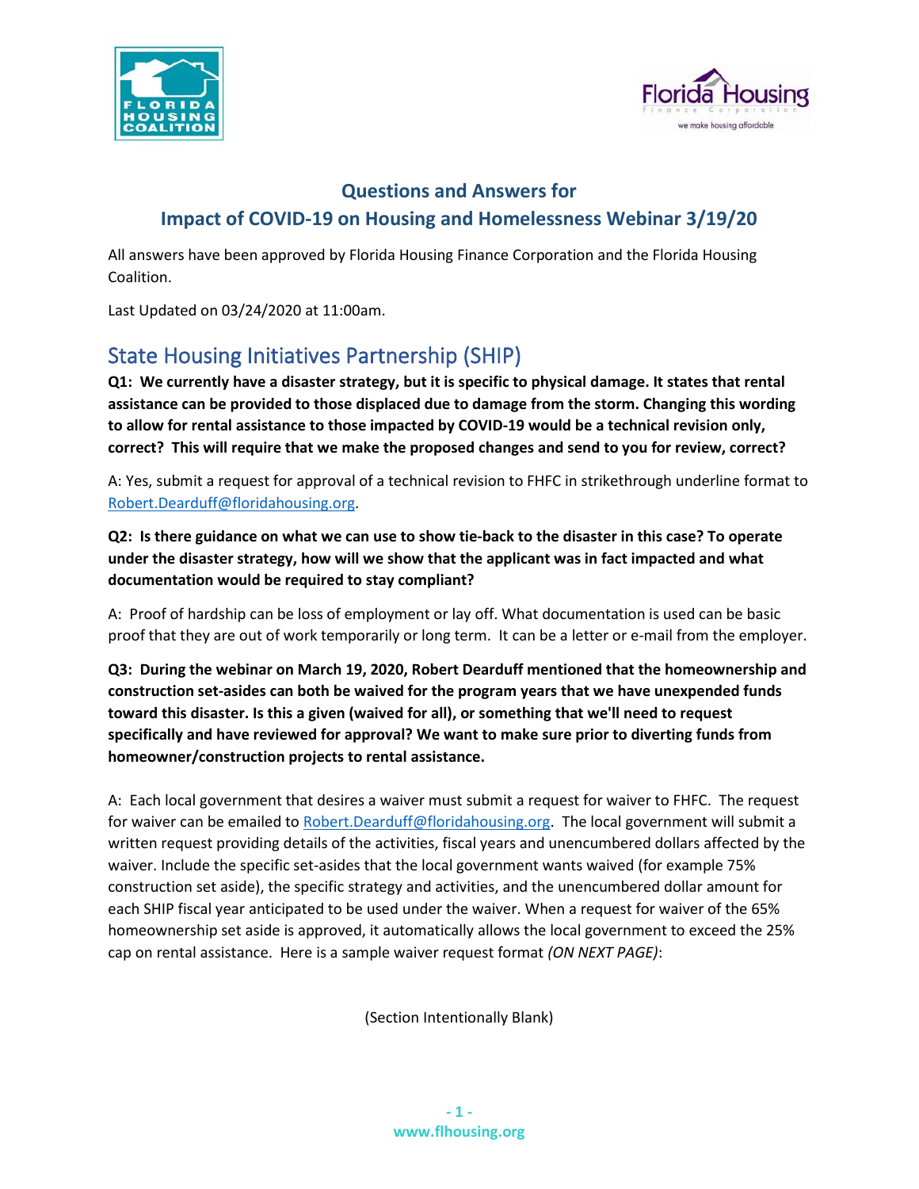## Questions and Answers for
## Impact of COVID-19 on Housing and Homelessness Webinar 3/19/20

All answers have been approved by Florida Housing Finance Corporation and the Florida Housing Coalition.

Last Updated on 03/24/2020 at 11:00am.

# State Housing Initiatives Partnership (SHIP)

**Q1: We currently have a disaster strategy, but it is specific to physical damage. It states that rental assistance can be provided to those displaced due to damage from the storm. Changing this wording to allow for rental assistance to those impacted by COVID-19 would be a technical revision only, correct? This will require that we make the proposed changes and send to you for review, correct?**

A: Yes, submit a request for approval of a technical revision to FHFC in strikethrough underline format to Robert.Dearduff@floridahousing.org.

**Q2: Is there guidance on what we can use to show tie-back to the disaster in this case? To operate under the disaster strategy, how will we show that the applicant was in fact impacted and what documentation would be required to stay compliant?**

A: Proof of hardship can be loss of employment or lay off. What documentation is used can be basic proof that they are out of work temporarily or long term. It can be a letter or e-mail from the employer.

**Q3: During the webinar on March 19, 2020, Robert Dearduff mentioned that the homeownership and construction set-asides can both be waived for the program years that we have unexpended funds toward this disaster. Is this a given (waived for all), or something that we'll need to request specifically and have reviewed for approval? We want to make sure prior to diverting funds from homeowner/construction projects to rental assistance.**

A: Each local government that desires a waiver must submit a request for waiver to FHFC. The request for waiver can be emailed to Robert.Dearduff@floridahousing.org. The local government will submit a written request providing details of the activities, fiscal years and unencumbered dollars affected by the waiver. Include the specific set-asides that the local government wants waived (for example 75% construction set aside), the specific strategy and activities, and the unencumbered dollar amount for each SHIP fiscal year anticipated to be used under the waiver. When a request for waiver of the 65% homeownership set aside is approved, it automatically allows the local government to exceed the 25% cap on rental assistance. Here is a sample waiver request format *(ON NEXT PAGE)*:

(Section Intentionally Blank)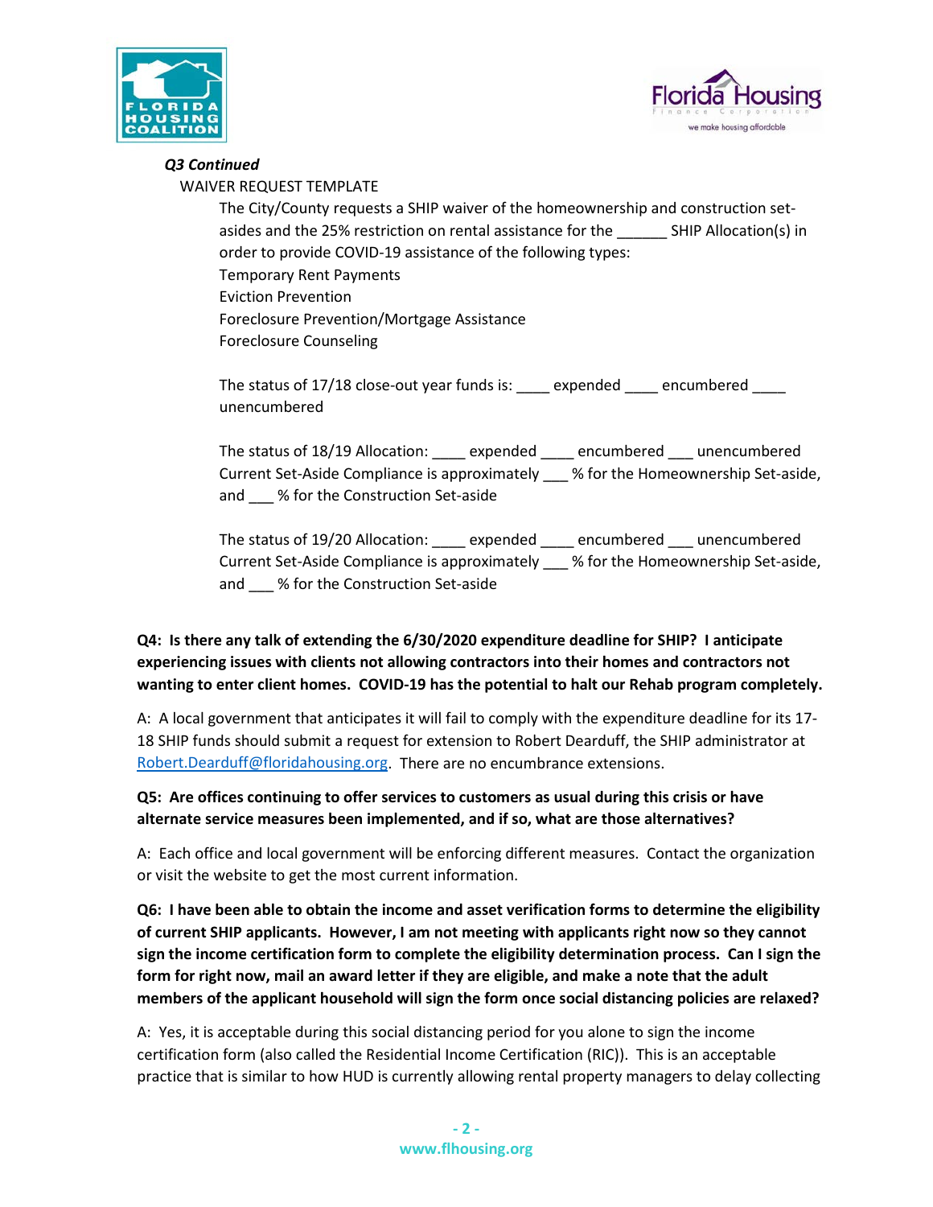***Q3 Continued***

WAIVER REQUEST TEMPLATE

The City/County requests a SHIP waiver of the homeownership and construction set-asides and the 25% restriction on rental assistance for the ______ SHIP Allocation(s) in order to provide COVID-19 assistance of the following types:

Temporary Rent Payments
Eviction Prevention
Foreclosure Prevention/Mortgage Assistance
Foreclosure Counseling

The status of 17/18 close-out year funds is: ____ expended ____ encumbered ____ unencumbered

The status of 18/19 Allocation: ____ expended ____ encumbered ___ unencumbered
Current Set-Aside Compliance is approximately ___ % for the Homeownership Set-aside, and ___ % for the Construction Set-aside

The status of 19/20 Allocation: ____ expended ____ encumbered ___ unencumbered
Current Set-Aside Compliance is approximately ___ % for the Homeownership Set-aside, and ___ % for the Construction Set-aside

**Q4: Is there any talk of extending the 6/30/2020 expenditure deadline for SHIP? I anticipate experiencing issues with clients not allowing contractors into their homes and contractors not wanting to enter client homes. COVID-19 has the potential to halt our Rehab program completely.**

A: A local government that anticipates it will fail to comply with the expenditure deadline for its 17-18 SHIP funds should submit a request for extension to Robert Dearduff, the SHIP administrator at Robert.Dearduff@floridahousing.org. There are no encumbrance extensions.

**Q5: Are offices continuing to offer services to customers as usual during this crisis or have alternate service measures been implemented, and if so, what are those alternatives?**

A: Each office and local government will be enforcing different measures. Contact the organization or visit the website to get the most current information.

**Q6: I have been able to obtain the income and asset verification forms to determine the eligibility of current SHIP applicants. However, I am not meeting with applicants right now so they cannot sign the income certification form to complete the eligibility determination process. Can I sign the form for right now, mail an award letter if they are eligible, and make a note that the adult members of the applicant household will sign the form once social distancing policies are relaxed?**

A: Yes, it is acceptable during this social distancing period for you alone to sign the income certification form (also called the Residential Income Certification (RIC)). This is an acceptable practice that is similar to how HUD is currently allowing rental property managers to delay collecting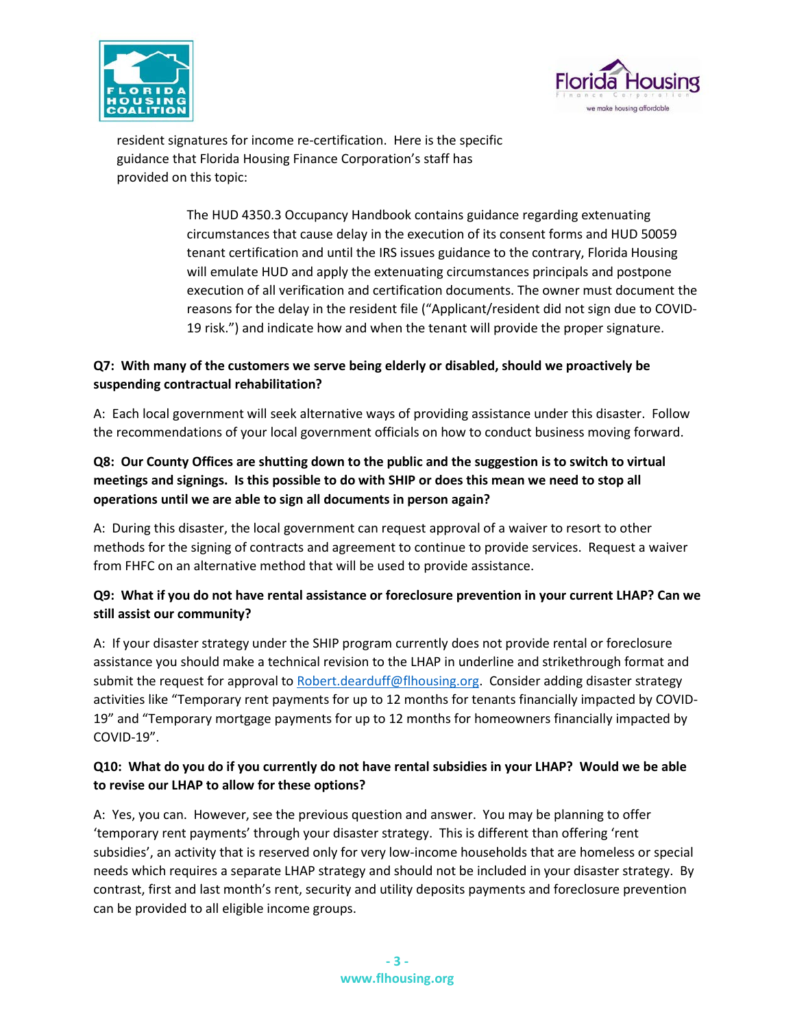resident signatures for income re-certification. Here is the specific guidance that Florida Housing Finance Corporation's staff has provided on this topic:

> The HUD 4350.3 Occupancy Handbook contains guidance regarding extenuating circumstances that cause delay in the execution of its consent forms and HUD 50059 tenant certification and until the IRS issues guidance to the contrary, Florida Housing will emulate HUD and apply the extenuating circumstances principals and postpone execution of all verification and certification documents. The owner must document the reasons for the delay in the resident file ("Applicant/resident did not sign due to COVID-19 risk.") and indicate how and when the tenant will provide the proper signature.

**Q7: With many of the customers we serve being elderly or disabled, should we proactively be suspending contractual rehabilitation?**

A: Each local government will seek alternative ways of providing assistance under this disaster. Follow the recommendations of your local government officials on how to conduct business moving forward.

**Q8: Our County Offices are shutting down to the public and the suggestion is to switch to virtual meetings and signings. Is this possible to do with SHIP or does this mean we need to stop all operations until we are able to sign all documents in person again?**

A: During this disaster, the local government can request approval of a waiver to resort to other methods for the signing of contracts and agreement to continue to provide services. Request a waiver from FHFC on an alternative method that will be used to provide assistance.

**Q9: What if you do not have rental assistance or foreclosure prevention in your current LHAP? Can we still assist our community?**

A: If your disaster strategy under the SHIP program currently does not provide rental or foreclosure assistance you should make a technical revision to the LHAP in underline and strikethrough format and submit the request for approval to Robert.dearduff@flhousing.org. Consider adding disaster strategy activities like "Temporary rent payments for up to 12 months for tenants financially impacted by COVID-19" and "Temporary mortgage payments for up to 12 months for homeowners financially impacted by COVID-19".

**Q10: What do you do if you currently do not have rental subsidies in your LHAP? Would we be able to revise our LHAP to allow for these options?**

A: Yes, you can. However, see the previous question and answer. You may be planning to offer 'temporary rent payments' through your disaster strategy. This is different than offering 'rent subsidies', an activity that is reserved only for very low-income households that are homeless or special needs which requires a separate LHAP strategy and should not be included in your disaster strategy. By contrast, first and last month's rent, security and utility deposits payments and foreclosure prevention can be provided to all eligible income groups.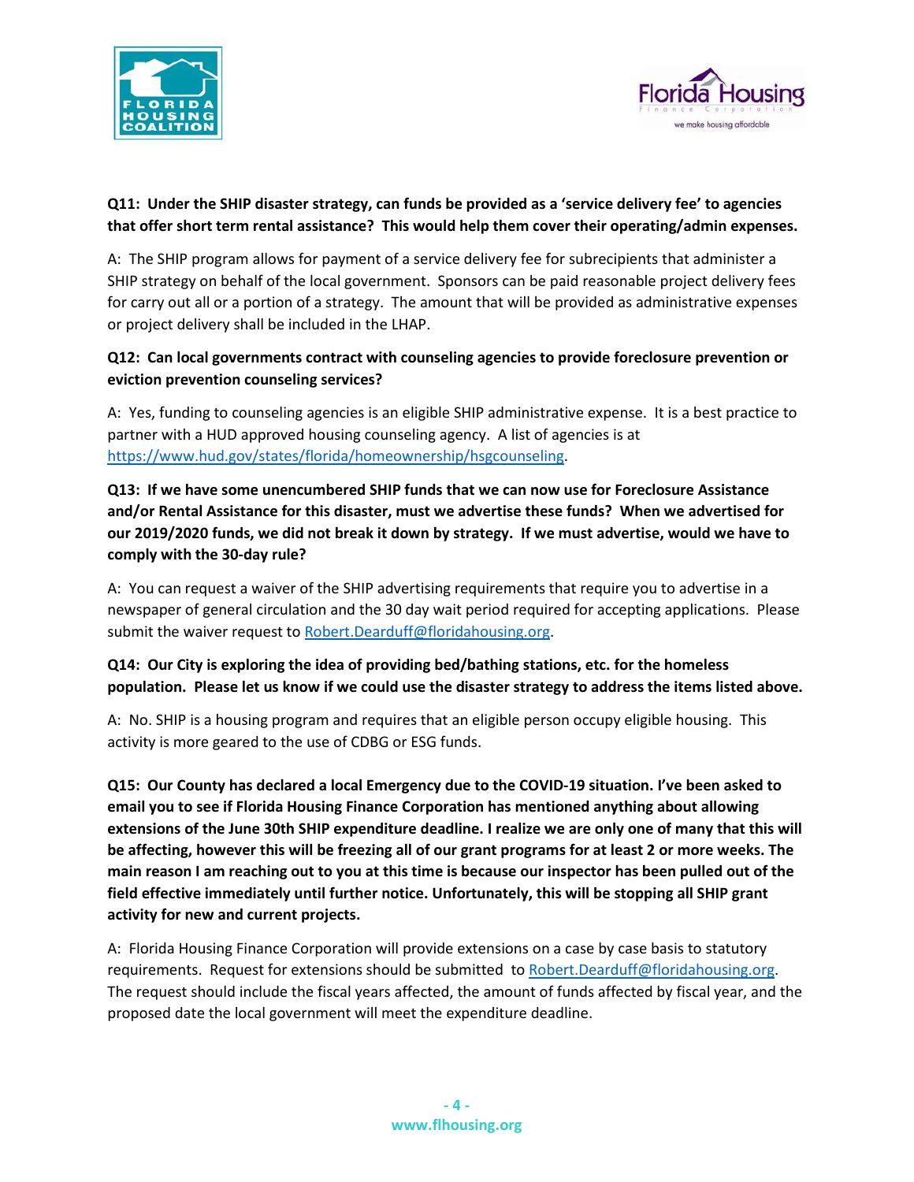**Q11: Under the SHIP disaster strategy, can funds be provided as a 'service delivery fee' to agencies that offer short term rental assistance? This would help them cover their operating/admin expenses.**

A: The SHIP program allows for payment of a service delivery fee for subrecipients that administer a SHIP strategy on behalf of the local government. Sponsors can be paid reasonable project delivery fees for carry out all or a portion of a strategy. The amount that will be provided as administrative expenses or project delivery shall be included in the LHAP.

**Q12: Can local governments contract with counseling agencies to provide foreclosure prevention or eviction prevention counseling services?**

A: Yes, funding to counseling agencies is an eligible SHIP administrative expense. It is a best practice to partner with a HUD approved housing counseling agency. A list of agencies is at https://www.hud.gov/states/florida/homeownership/hsgcounseling.

**Q13: If we have some unencumbered SHIP funds that we can now use for Foreclosure Assistance and/or Rental Assistance for this disaster, must we advertise these funds? When we advertised for our 2019/2020 funds, we did not break it down by strategy. If we must advertise, would we have to comply with the 30-day rule?**

A: You can request a waiver of the SHIP advertising requirements that require you to advertise in a newspaper of general circulation and the 30 day wait period required for accepting applications. Please submit the waiver request to Robert.Dearduff@floridahousing.org.

**Q14: Our City is exploring the idea of providing bed/bathing stations, etc. for the homeless population. Please let us know if we could use the disaster strategy to address the items listed above.**

A: No. SHIP is a housing program and requires that an eligible person occupy eligible housing. This activity is more geared to the use of CDBG or ESG funds.

**Q15: Our County has declared a local Emergency due to the COVID-19 situation. I've been asked to email you to see if Florida Housing Finance Corporation has mentioned anything about allowing extensions of the June 30th SHIP expenditure deadline. I realize we are only one of many that this will be affecting, however this will be freezing all of our grant programs for at least 2 or more weeks. The main reason I am reaching out to you at this time is because our inspector has been pulled out of the field effective immediately until further notice. Unfortunately, this will be stopping all SHIP grant activity for new and current projects.**

A: Florida Housing Finance Corporation will provide extensions on a case by case basis to statutory requirements. Request for extensions should be submitted to Robert.Dearduff@floridahousing.org. The request should include the fiscal years affected, the amount of funds affected by fiscal year, and the proposed date the local government will meet the expenditure deadline.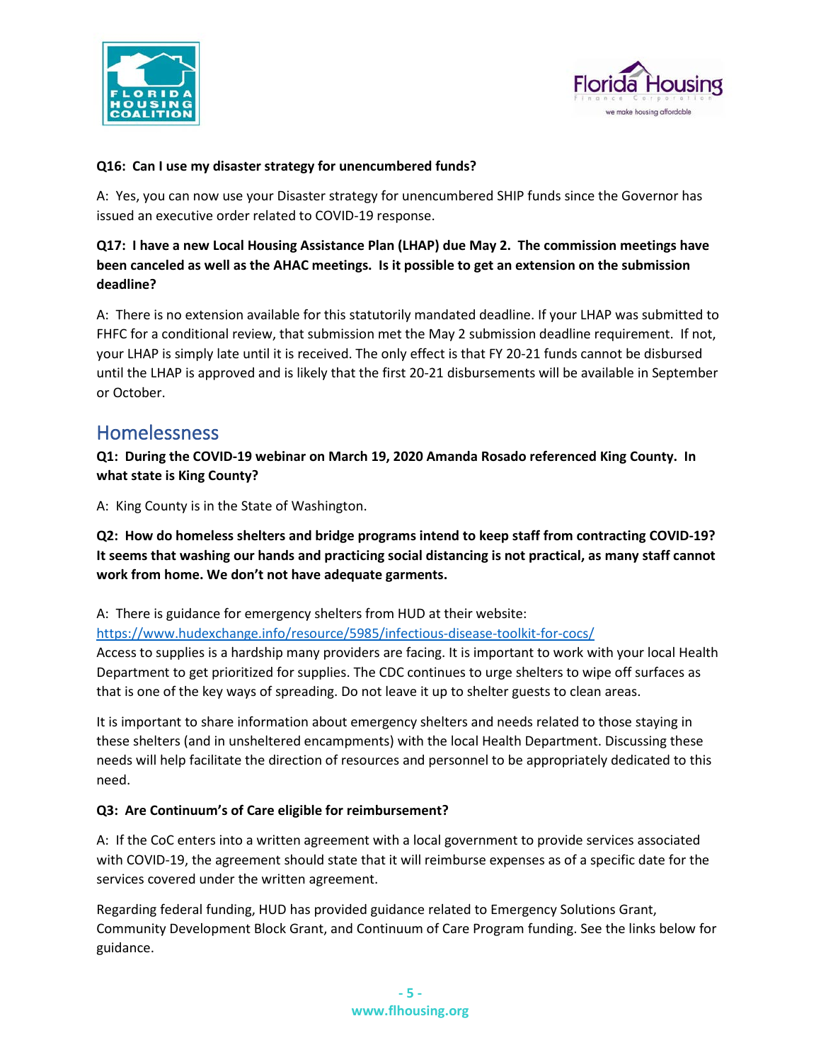**Q16: Can I use my disaster strategy for unencumbered funds?**

A: Yes, you can now use your Disaster strategy for unencumbered SHIP funds since the Governor has issued an executive order related to COVID-19 response.

**Q17: I have a new Local Housing Assistance Plan (LHAP) due May 2. The commission meetings have been canceled as well as the AHAC meetings. Is it possible to get an extension on the submission deadline?**

A: There is no extension available for this statutorily mandated deadline. If your LHAP was submitted to FHFC for a conditional review, that submission met the May 2 submission deadline requirement. If not, your LHAP is simply late until it is received. The only effect is that FY 20-21 funds cannot be disbursed until the LHAP is approved and is likely that the first 20-21 disbursements will be available in September or October.

## Homelessness

**Q1: During the COVID-19 webinar on March 19, 2020 Amanda Rosado referenced King County. In what state is King County?**

A: King County is in the State of Washington.

**Q2: How do homeless shelters and bridge programs intend to keep staff from contracting COVID-19? It seems that washing our hands and practicing social distancing is not practical, as many staff cannot work from home. We don't not have adequate garments.**

A: There is guidance for emergency shelters from HUD at their website: https://www.hudexchange.info/resource/5985/infectious-disease-toolkit-for-cocs/
Access to supplies is a hardship many providers are facing. It is important to work with your local Health Department to get prioritized for supplies. The CDC continues to urge shelters to wipe off surfaces as that is one of the key ways of spreading. Do not leave it up to shelter guests to clean areas.

It is important to share information about emergency shelters and needs related to those staying in these shelters (and in unsheltered encampments) with the local Health Department. Discussing these needs will help facilitate the direction of resources and personnel to be appropriately dedicated to this need.

**Q3: Are Continuum's of Care eligible for reimbursement?**

A: If the CoC enters into a written agreement with a local government to provide services associated with COVID-19, the agreement should state that it will reimburse expenses as of a specific date for the services covered under the written agreement.

Regarding federal funding, HUD has provided guidance related to Emergency Solutions Grant, Community Development Block Grant, and Continuum of Care Program funding. See the links below for guidance.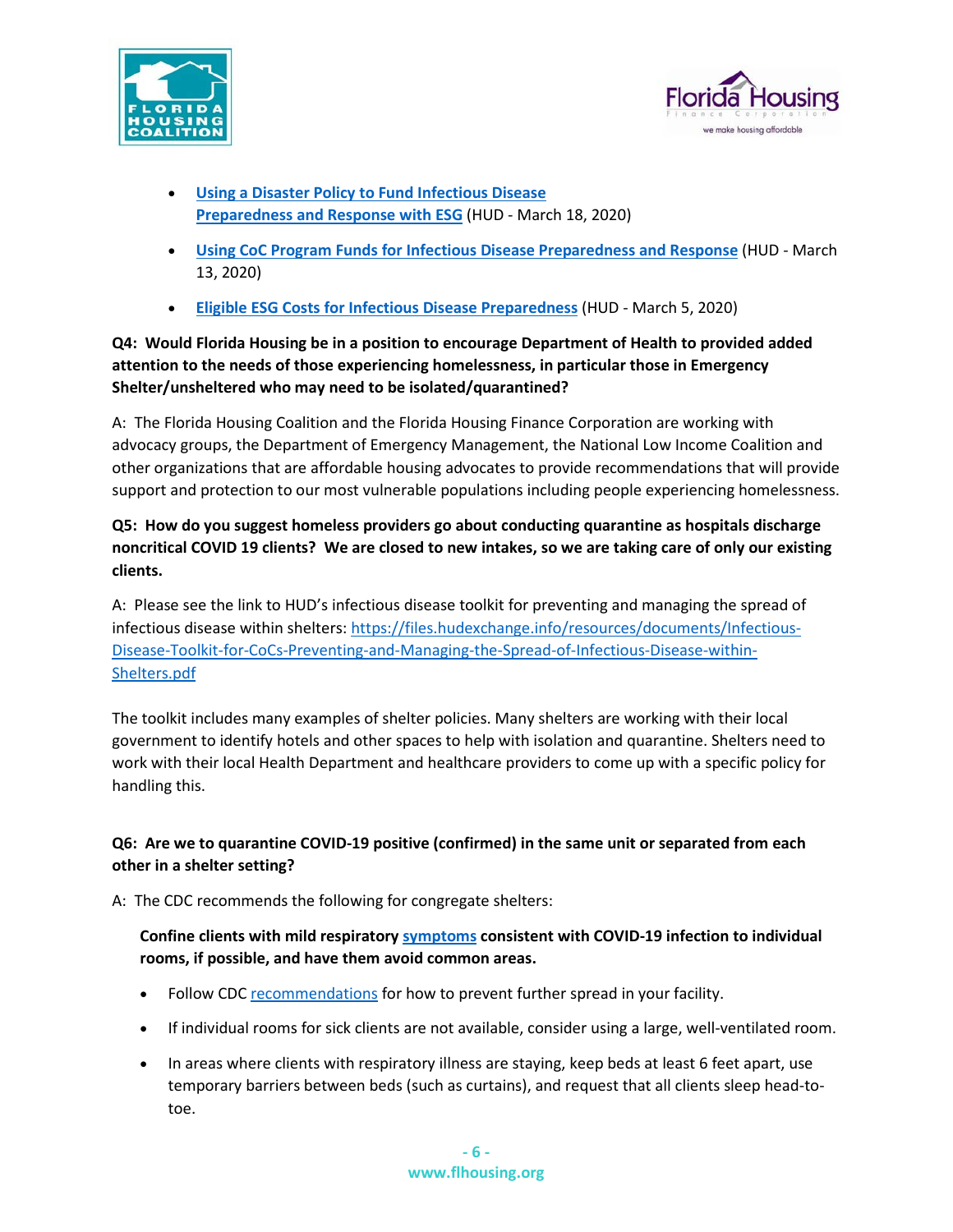- **Using a Disaster Policy to Fund Infectious Disease Preparedness and Response with ESG** (HUD - March 18, 2020)
- **Using CoC Program Funds for Infectious Disease Preparedness and Response** (HUD - March 13, 2020)
- **Eligible ESG Costs for Infectious Disease Preparedness** (HUD - March 5, 2020)

**Q4: Would Florida Housing be in a position to encourage Department of Health to provided added attention to the needs of those experiencing homelessness, in particular those in Emergency Shelter/unsheltered who may need to be isolated/quarantined?**

A: The Florida Housing Coalition and the Florida Housing Finance Corporation are working with advocacy groups, the Department of Emergency Management, the National Low Income Coalition and other organizations that are affordable housing advocates to provide recommendations that will provide support and protection to our most vulnerable populations including people experiencing homelessness.

**Q5: How do you suggest homeless providers go about conducting quarantine as hospitals discharge noncritical COVID 19 clients? We are closed to new intakes, so we are taking care of only our existing clients.**

A: Please see the link to HUD's infectious disease toolkit for preventing and managing the spread of infectious disease within shelters: https://files.hudexchange.info/resources/documents/Infectious-Disease-Toolkit-for-CoCs-Preventing-and-Managing-the-Spread-of-Infectious-Disease-within-Shelters.pdf

The toolkit includes many examples of shelter policies. Many shelters are working with their local government to identify hotels and other spaces to help with isolation and quarantine. Shelters need to work with their local Health Department and healthcare providers to come up with a specific policy for handling this.

**Q6: Are we to quarantine COVID-19 positive (confirmed) in the same unit or separated from each other in a shelter setting?**

A: The CDC recommends the following for congregate shelters:

**Confine clients with mild respiratory symptoms consistent with COVID-19 infection to individual rooms, if possible, and have them avoid common areas.**

- Follow CDC recommendations for how to prevent further spread in your facility.
- If individual rooms for sick clients are not available, consider using a large, well-ventilated room.
- In areas where clients with respiratory illness are staying, keep beds at least 6 feet apart, use temporary barriers between beds (such as curtains), and request that all clients sleep head-to-toe.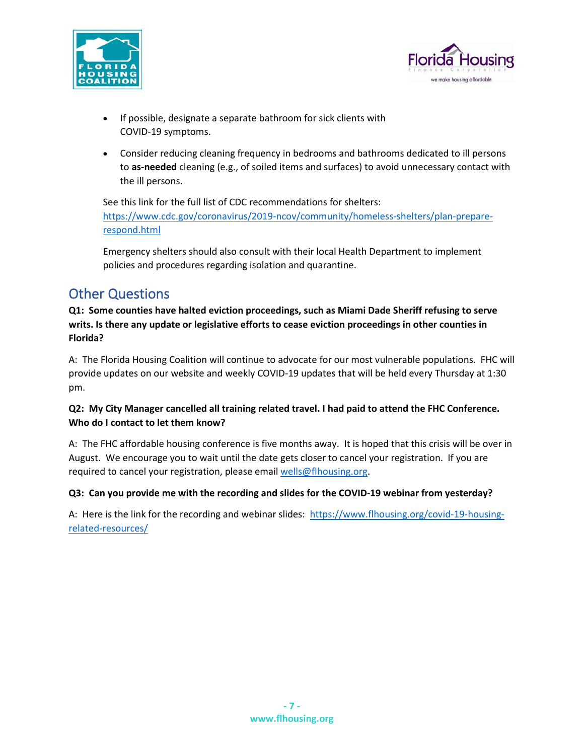- If possible, designate a separate bathroom for sick clients with COVID-19 symptoms.
- Consider reducing cleaning frequency in bedrooms and bathrooms dedicated to ill persons to **as-needed** cleaning (e.g., of soiled items and surfaces) to avoid unnecessary contact with the ill persons.

See this link for the full list of CDC recommendations for shelters: https://www.cdc.gov/coronavirus/2019-ncov/community/homeless-shelters/plan-prepare-respond.html

Emergency shelters should also consult with their local Health Department to implement policies and procedures regarding isolation and quarantine.

## Other Questions

**Q1: Some counties have halted eviction proceedings, such as Miami Dade Sheriff refusing to serve writs. Is there any update or legislative efforts to cease eviction proceedings in other counties in Florida?**

A: The Florida Housing Coalition will continue to advocate for our most vulnerable populations. FHC will provide updates on our website and weekly COVID-19 updates that will be held every Thursday at 1:30 pm.

**Q2: My City Manager cancelled all training related travel. I had paid to attend the FHC Conference. Who do I contact to let them know?**

A: The FHC affordable housing conference is five months away. It is hoped that this crisis will be over in August. We encourage you to wait until the date gets closer to cancel your registration. If you are required to cancel your registration, please email wells@flhousing.org.

**Q3: Can you provide me with the recording and slides for the COVID-19 webinar from yesterday?**

A: Here is the link for the recording and webinar slides: https://www.flhousing.org/covid-19-housing-related-resources/